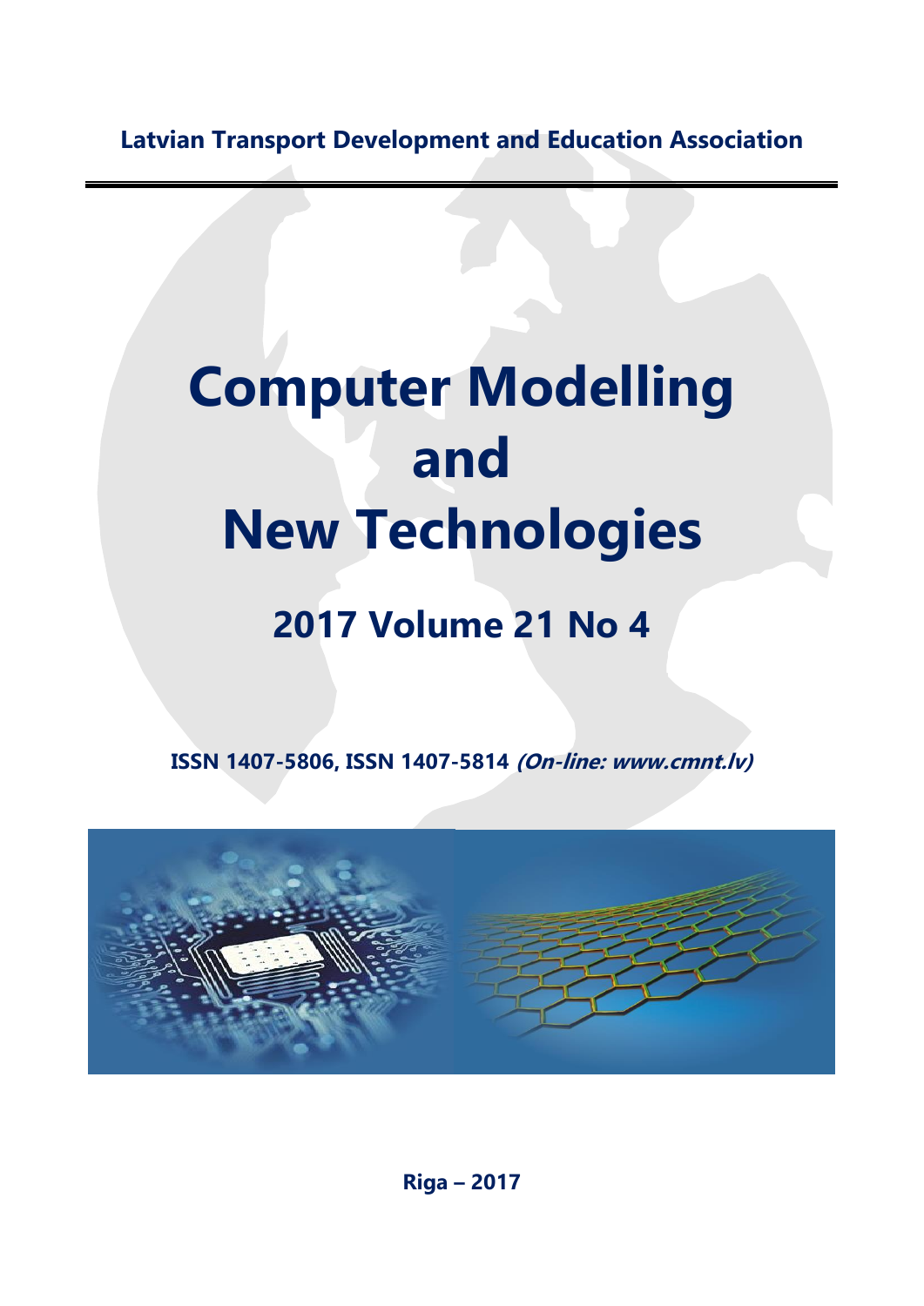**Latvian Transport Development and Education Association**

# Computer Modelling and New Technologies

## 2017 Volume 21 No 4

**ISSN 1407-5806, ISSN 1407-5814** ***(On-line: www.cmnt.lv)***

**Riga – 2017**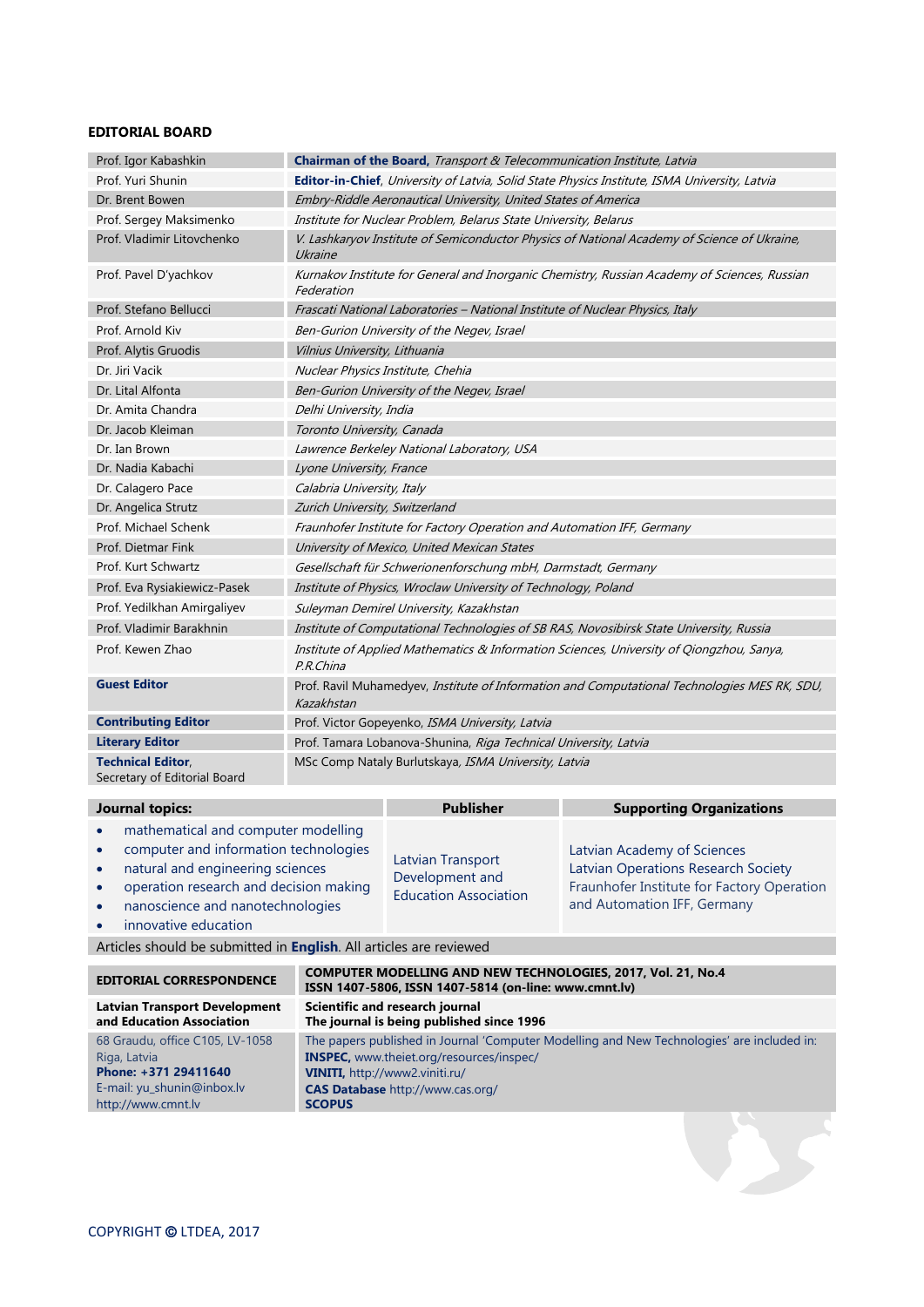## EDITORIAL BOARD

| | |
|---|---|
| Prof. Igor Kabashkin | **Chairman of the Board,** *Transport & Telecommunication Institute, Latvia* |
| Prof. Yuri Shunin | **Editor-in-Chief**, *University of Latvia, Solid State Physics Institute, ISMA University, Latvia* |
| Dr. Brent Bowen | *Embry-Riddle Aeronautical University, United States of America* |
| Prof. Sergey Maksimenko | *Institute for Nuclear Problem, Belarus State University, Belarus* |
| Prof. Vladimir Litovchenko | *V. Lashkaryov Institute of Semiconductor Physics of National Academy of Science of Ukraine, Ukraine* |
| Prof. Pavel D'yachkov | *Kurnakov Institute for General and Inorganic Chemistry, Russian Academy of Sciences, Russian Federation* |
| Prof. Stefano Bellucci | *Frascati National Laboratories – National Institute of Nuclear Physics, Italy* |
| Prof. Arnold Kiv | *Ben-Gurion University of the Negev, Israel* |
| Prof. Alytis Gruodis | *Vilnius University, Lithuania* |
| Dr. Jiri Vacik | *Nuclear Physics Institute, Chehia* |
| Dr. Lital Alfonta | *Ben-Gurion University of the Negev, Israel* |
| Dr. Amita Chandra | *Delhi University, India* |
| Dr. Jacob Kleiman | *Toronto University, Canada* |
| Dr. Ian Brown | *Lawrence Berkeley National Laboratory, USA* |
| Dr. Nadia Kabachi | *Lyone University, France* |
| Dr. Calagero Pace | *Calabria University, Italy* |
| Dr. Angelica Strutz | *Zurich University, Switzerland* |
| Prof. Michael Schenk | *Fraunhofer Institute for Factory Operation and Automation IFF, Germany* |
| Prof. Dietmar Fink | *University of Mexico, United Mexican States* |
| Prof. Kurt Schwartz | *Gesellschaft für Schwerionenforschung mbH, Darmstadt, Germany* |
| Prof. Eva Rysiakiewicz-Pasek | *Institute of Physics, Wroclaw University of Technology, Poland* |
| Prof. Yedilkhan Amirgaliyev | *Suleyman Demirel University, Kazakhstan* |
| Prof. Vladimir Barakhnin | *Institute of Computational Technologies of SB RAS, Novosibirsk State University, Russia* |
| Prof. Kewen Zhao | *Institute of Applied Mathematics & Information Sciences, University of Qiongzhou, Sanya, P.R.China* |
| **Guest Editor** | Prof. Ravil Muhamedyev, *Institute of Information and Computational Technologies MES RK, SDU, Kazakhstan* |
| **Contributing Editor** | Prof. Victor Gopeyenko, *ISMA University, Latvia* |
| **Literary Editor** | Prof. Tamara Lobanova-Shunina, *Riga Technical University, Latvia* |
| **Technical Editor**, Secretary of Editorial Board | MSc Comp Nataly Burlutskaya, *ISMA University, Latvia* |

| Journal topics: | Publisher | Supporting Organizations |
|---|---|---|
| • mathematical and computer modelling<br>• computer and information technologies<br>• natural and engineering sciences<br>• operation research and decision making<br>• nanoscience and nanotechnologies<br>• innovative education | Latvian Transport Development and Education Association | Latvian Academy of Sciences<br>Latvian Operations Research Society<br>Fraunhofer Institute for Factory Operation and Automation IFF, Germany |

Articles should be submitted in **English**. All articles are reviewed

| **EDITORIAL CORRESPONDENCE** | **COMPUTER MODELLING AND NEW TECHNOLOGIES, 2017, Vol. 21, No.4**<br>**ISSN 1407-5806, ISSN 1407-5814 (on-line: www.cmnt.lv)** |
|---|---|
| **Latvian Transport Development and Education Association** | **Scientific and research journal**<br>**The journal is being published since 1996** |
| 68 Graudu, office C105, LV-1058<br>Riga, Latvia<br>**Phone: +371 29411640**<br>E-mail: yu_shunin@inbox.lv<br>http://www.cmnt.lv | The papers published in Journal 'Computer Modelling and New Technologies' are included in:<br>**INSPEC,** www.theiet.org/resources/inspec/<br>**VINITI,** http://www2.viniti.ru/<br>**CAS Database** http://www.cas.org/<br>**SCOPUS** |

COPYRIGHT © LTDEA, 2017